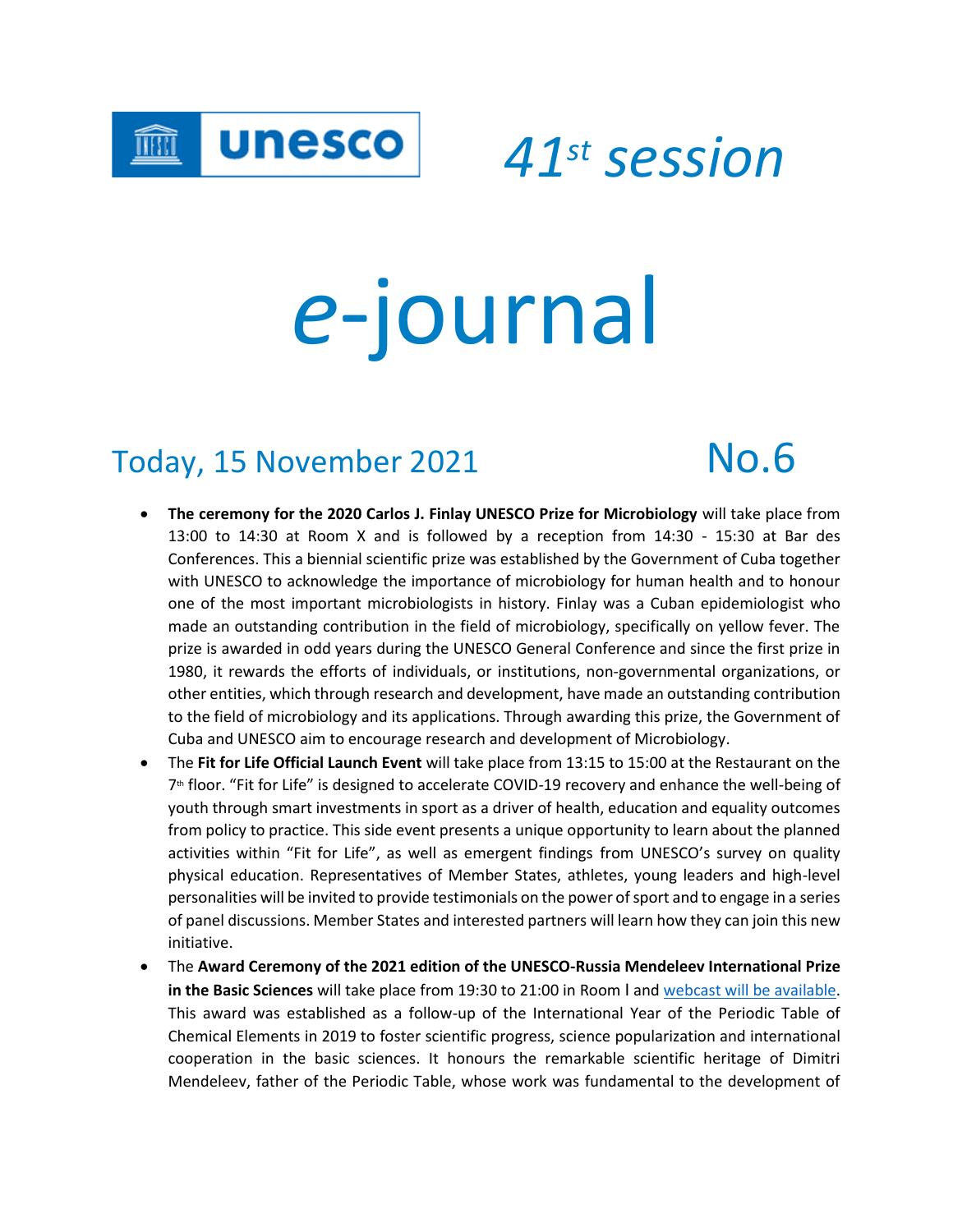unesco

# *41st session*

# *e*-journal

## Today, 15 November 2021 No.6

- **The ceremony for the 2020 Carlos J. Finlay UNESCO Prize for Microbiology** will take place from 13:00 to 14:30 at Room X and is followed by a reception from 14:30 - 15:30 at Bar des Conferences. This a biennial scientific prize was established by the Government of Cuba together with UNESCO to acknowledge the importance of microbiology for human health and to honour one of the most important microbiologists in history. Finlay was a Cuban epidemiologist who made an outstanding contribution in the field of microbiology, specifically on yellow fever. The prize is awarded in odd years during the UNESCO General Conference and since the first prize in 1980, it rewards the efforts of individuals, or institutions, non-governmental organizations, or other entities, which through research and development, have made an outstanding contribution to the field of microbiology and its applications. Through awarding this prize, the Government of Cuba and UNESCO aim to encourage research and development of Microbiology.
- The **Fit for Life Official Launch Event** will take place from 13:15 to 15:00 at the Restaurant on the 7th floor. "Fit for Life" is designed to accelerate COVID-19 recovery and enhance the well-being of youth through smart investments in sport as a driver of health, education and equality outcomes from policy to practice. This side event presents a unique opportunity to learn about the planned activities within "Fit for Life", as well as emergent findings from UNESCO's survey on quality physical education. Representatives of Member States, athletes, young leaders and high-level personalities will be invited to provide testimonials on the power of sport and to engage in a series of panel discussions. Member States and interested partners will learn how they can join this new initiative.
- The **Award Ceremony of the 2021 edition of the UNESCO-Russia Mendeleev International Prize in the Basic Sciences** will take place from 19:30 to 21:00 in Room I and webcast will be available. This award was established as a follow-up of the International Year of the Periodic Table of Chemical Elements in 2019 to foster scientific progress, science popularization and international cooperation in the basic sciences. It honours the remarkable scientific heritage of Dimitri Mendeleev, father of the Periodic Table, whose work was fundamental to the development of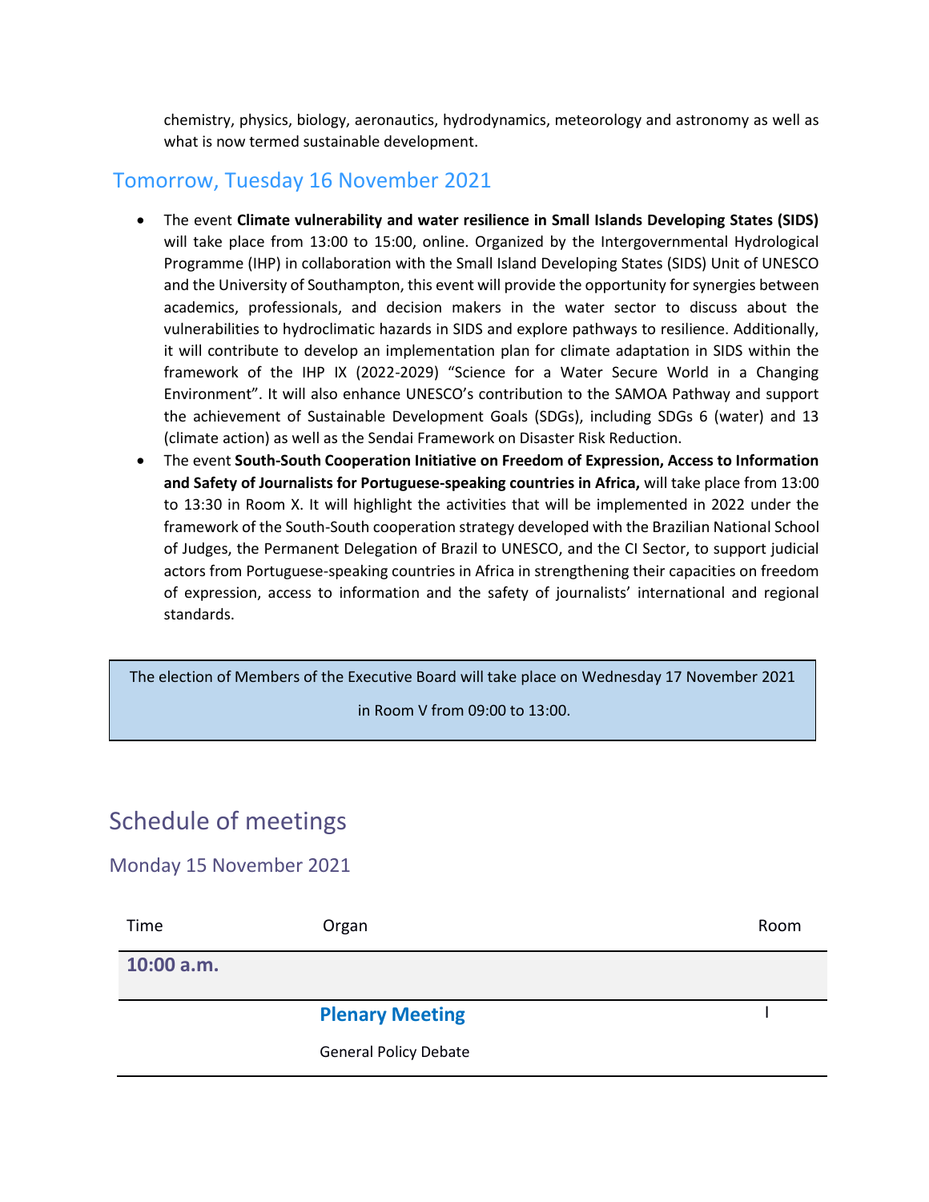chemistry, physics, biology, aeronautics, hydrodynamics, meteorology and astronomy as well as what is now termed sustainable development.

## Tomorrow, Tuesday 16 November 2021

- The event **Climate vulnerability and water resilience in Small Islands Developing States (SIDS)** will take place from 13:00 to 15:00, online. Organized by the Intergovernmental Hydrological Programme (IHP) in collaboration with the Small Island Developing States (SIDS) Unit of UNESCO and the University of Southampton, this event will provide the opportunity for synergies between academics, professionals, and decision makers in the water sector to discuss about the vulnerabilities to hydroclimatic hazards in SIDS and explore pathways to resilience. Additionally, it will contribute to develop an implementation plan for climate adaptation in SIDS within the framework of the IHP IX (2022-2029) "Science for a Water Secure World in a Changing Environment". It will also enhance UNESCO's contribution to the SAMOA Pathway and support the achievement of Sustainable Development Goals (SDGs), including SDGs 6 (water) and 13 (climate action) as well as the Sendai Framework on Disaster Risk Reduction.
- The event **South-South Cooperation Initiative on Freedom of Expression, Access to Information and Safety of Journalists for Portuguese-speaking countries in Africa,** will take place from 13:00 to 13:30 in Room X. It will highlight the activities that will be implemented in 2022 under the framework of the South-South cooperation strategy developed with the Brazilian National School of Judges, the Permanent Delegation of Brazil to UNESCO, and the CI Sector, to support judicial actors from Portuguese-speaking countries in Africa in strengthening their capacities on freedom of expression, access to information and the safety of journalists' international and regional standards.

The election of Members of the Executive Board will take place on Wednesday 17 November 2021 in Room V from 09:00 to 13:00.

# Schedule of meetings

## Monday 15 November 2021

| Time | Organ | Room |
|---|---|---|
| **10:00 a.m.** | | |
| | **Plenary Meeting**<br>General Policy Debate | I |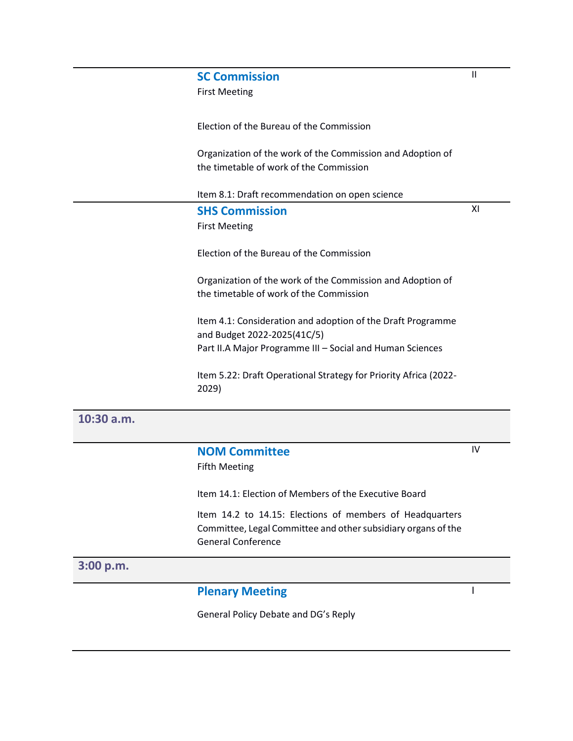### SC Commission

II

First Meeting

Election of the Bureau of the Commission

Organization of the work of the Commission and Adoption of the timetable of work of the Commission

Item 8.1: Draft recommendation on open science

### SHS Commission

XI

First Meeting

Election of the Bureau of the Commission

Organization of the work of the Commission and Adoption of the timetable of work of the Commission

Item 4.1: Consideration and adoption of the Draft Programme and Budget 2022-2025(41C/5)
Part II.A Major Programme III – Social and Human Sciences

Item 5.22: Draft Operational Strategy for Priority Africa (2022-2029)

## 10:30 a.m.

### NOM Committee

IV

Fifth Meeting

Item 14.1: Election of Members of the Executive Board

Item 14.2 to 14.15: Elections of members of Headquarters Committee, Legal Committee and other subsidiary organs of the General Conference

## 3:00 p.m.

### Plenary Meeting

I

General Policy Debate and DG's Reply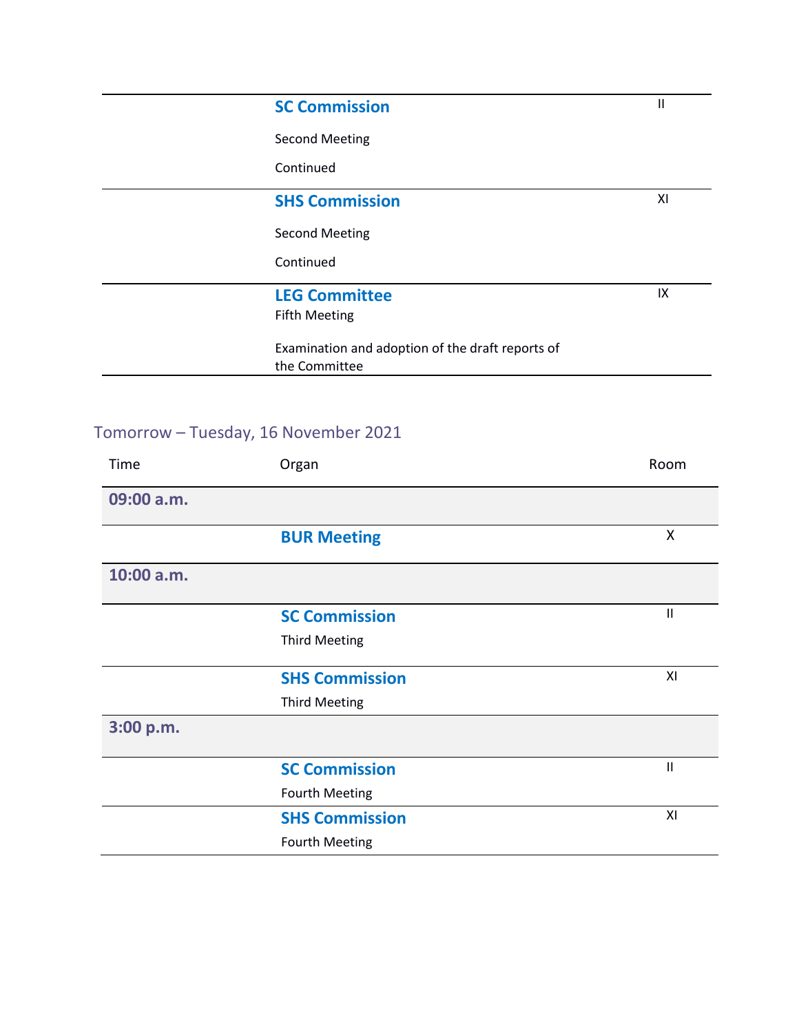| | | |
|---|---|---|
| | **SC Commission**<br>Second Meeting<br>Continued | II |
| | **SHS Commission**<br>Second Meeting<br>Continued | XI |
| | **LEG Committee**<br>Fifth Meeting<br>Examination and adoption of the draft reports of the Committee | IX |

## Tomorrow – Tuesday, 16 November 2021

| Time | Organ | Room |
|---|---|---|
| **09:00 a.m.** | | |
| | **BUR Meeting** | X |
| **10:00 a.m.** | | |
| | **SC Commission**<br>Third Meeting | II |
| | **SHS Commission**<br>Third Meeting | XI |
| **3:00 p.m.** | | |
| | **SC Commission**<br>Fourth Meeting | II |
| | **SHS Commission**<br>Fourth Meeting | XI |